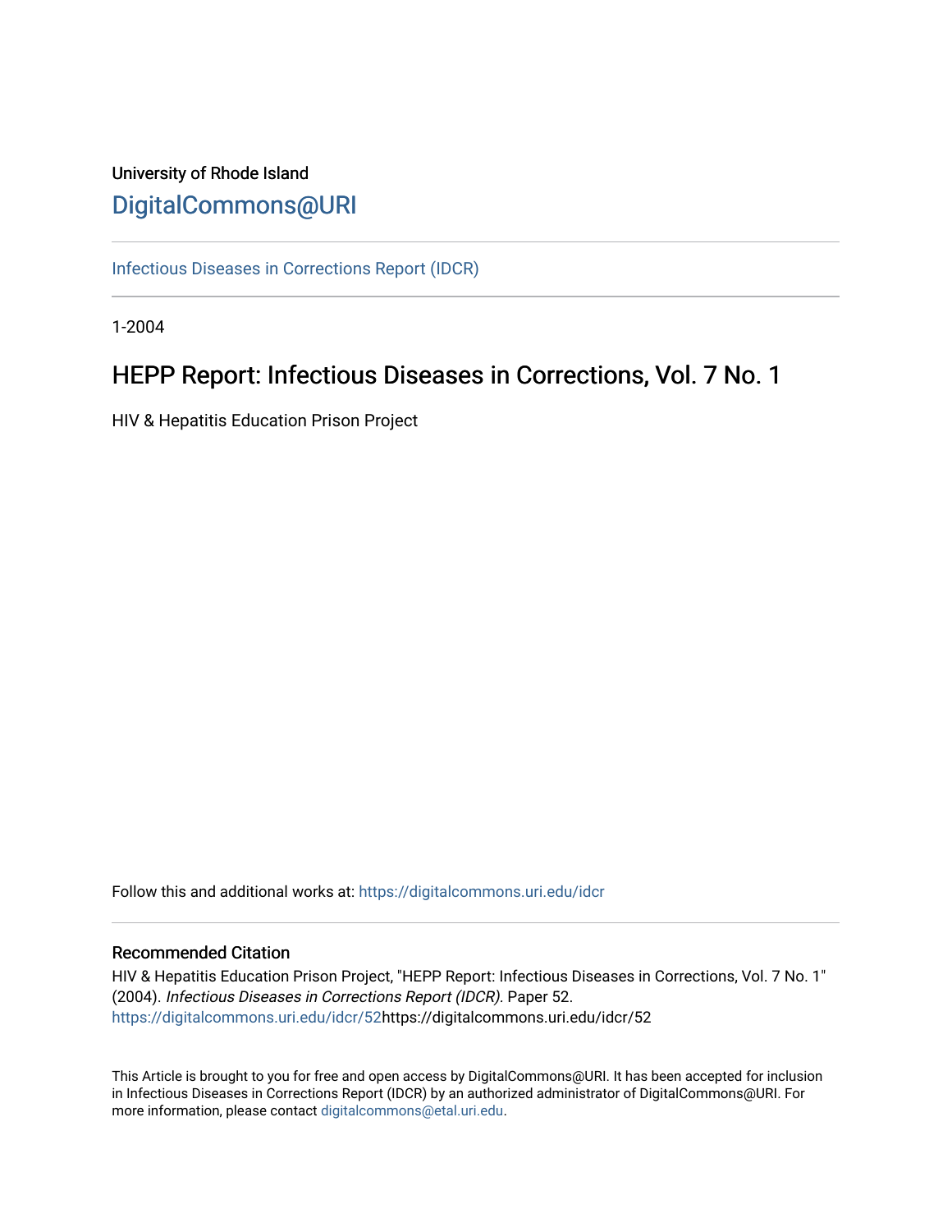University of Rhode Island

DigitalCommons@URI

Infectious Diseases in Corrections Report (IDCR)

1-2004

# HEPP Report: Infectious Diseases in Corrections, Vol. 7 No. 1

HIV & Hepatitis Education Prison Project

Follow this and additional works at: https://digitalcommons.uri.edu/idcr

## Recommended Citation

HIV & Hepatitis Education Prison Project, "HEPP Report: Infectious Diseases in Corrections, Vol. 7 No. 1" (2004). *Infectious Diseases in Corrections Report (IDCR).* Paper 52.
https://digitalcommons.uri.edu/idcr/52https://digitalcommons.uri.edu/idcr/52

This Article is brought to you for free and open access by DigitalCommons@URI. It has been accepted for inclusion in Infectious Diseases in Corrections Report (IDCR) by an authorized administrator of DigitalCommons@URI. For more information, please contact digitalcommons@etal.uri.edu.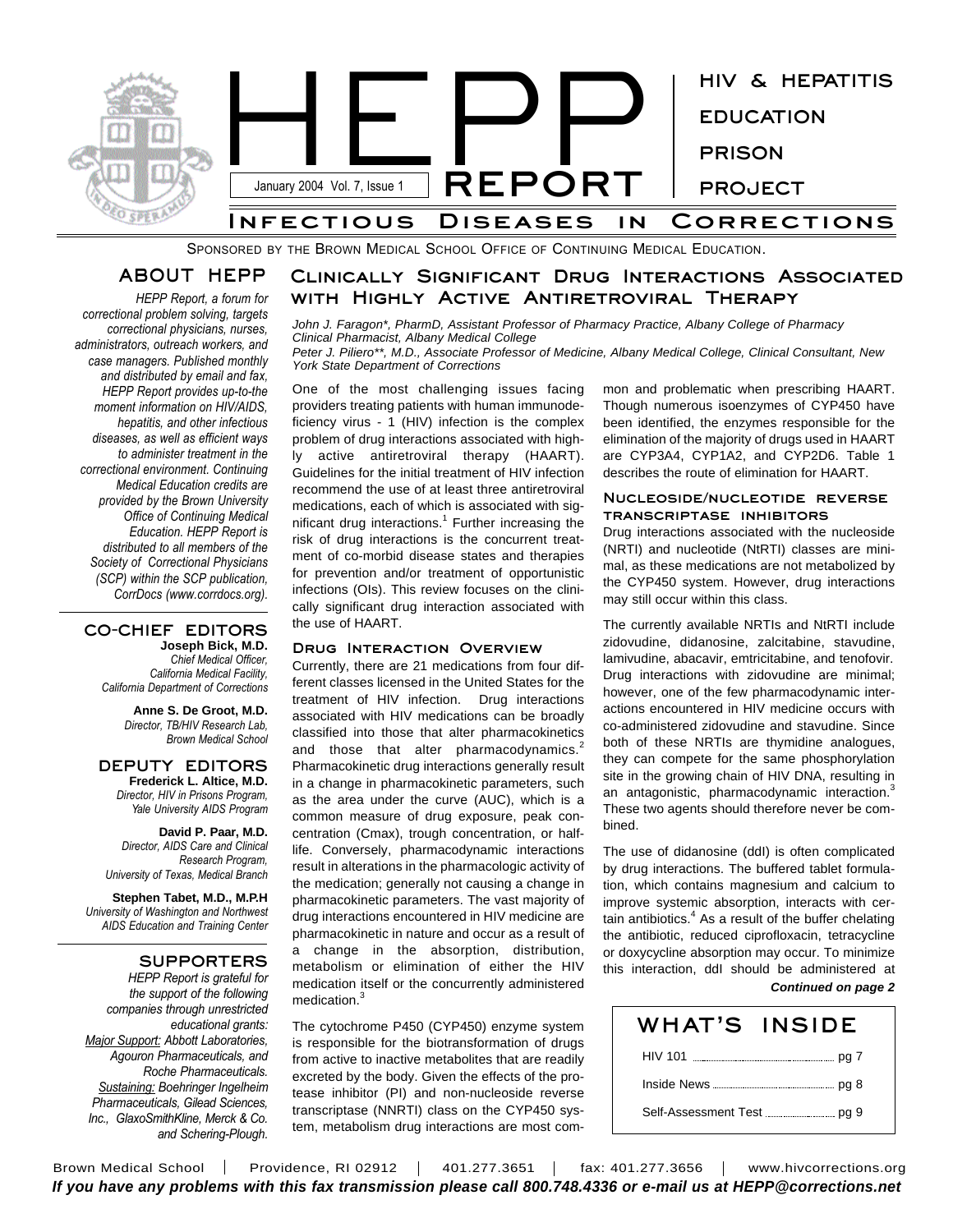# HEPP REPORT

January 2004 Vol. 7, Issue 1

HIV & HEPATITIS EDUCATION PRISON PROJECT

## Infectious Diseases in Corrections

Sponsored by the Brown Medical School Office of Continuing Medical Education.

## ABOUT HEPP

*HEPP Report, a forum for correctional problem solving, targets correctional physicians, nurses, administrators, outreach workers, and case managers. Published monthly and distributed by email and fax, HEPP Report provides up-to-the moment information on HIV/AIDS, hepatitis, and other infectious diseases, as well as efficient ways to administer treatment in the correctional environment. Continuing Medical Education credits are provided by the Brown University Office of Continuing Medical Education. HEPP Report is distributed to all members of the Society of Correctional Physicians (SCP) within the SCP publication, CorrDocs (www.corrdocs.org).*

## CO-CHIEF EDITORS

**Joseph Bick, M.D.**
*Chief Medical Officer, California Medical Facility, California Department of Corrections*

**Anne S. De Groot, M.D.**
*Director, TB/HIV Research Lab, Brown Medical School*

## DEPUTY EDITORS

**Frederick L. Altice, M.D.**
*Director, HIV in Prisons Program, Yale University AIDS Program*

**David P. Paar, M.D.**
*Director, AIDS Care and Clinical Research Program, University of Texas, Medical Branch*

**Stephen Tabet, M.D., M.P.H**
*University of Washington and Northwest AIDS Education and Training Center*

## SUPPORTERS

*HEPP Report is grateful for the support of the following companies through unrestricted educational grants:*
*Major Support: Abbott Laboratories, Agouron Pharmaceuticals, and Roche Pharmaceuticals.*
*Sustaining: Boehringer Ingelheim Pharmaceuticals, Gilead Sciences, Inc., GlaxoSmithKline, Merck & Co. and Schering-Plough.*

## Clinically Significant Drug Interactions Associated with Highly Active Antiretroviral Therapy

*John J. Faragon\*, PharmD, Assistant Professor of Pharmacy Practice, Albany College of Pharmacy Clinical Pharmacist, Albany Medical College*
*Peter J. Piliero\*\*, M.D., Associate Professor of Medicine, Albany Medical College, Clinical Consultant, New York State Department of Corrections*

One of the most challenging issues facing providers treating patients with human immunodeficiency virus - 1 (HIV) infection is the complex problem of drug interactions associated with highly active antiretroviral therapy (HAART). Guidelines for the initial treatment of HIV infection recommend the use of at least three antiretroviral medications, each of which is associated with significant drug interactions.[1] Further increasing the risk of drug interactions is the concurrent treatment of co-morbid disease states and therapies for prevention and/or treatment of opportunistic infections (OIs). This review focuses on the clinically significant drug interaction associated with the use of HAART.

### Drug Interaction Overview

Currently, there are 21 medications from four different classes licensed in the United States for the treatment of HIV infection. Drug interactions associated with HIV medications can be broadly classified into those that alter pharmacokinetics and those that alter pharmacodynamics.[2] Pharmacokinetic drug interactions generally result in a change in pharmacokinetic parameters, such as the area under the curve (AUC), which is a common measure of drug exposure, peak concentration (Cmax), trough concentration, or half-life. Conversely, pharmacodynamic interactions result in alterations in the pharmacologic activity of the medication; generally not causing a change in pharmacokinetic parameters. The vast majority of drug interactions encountered in HIV medicine are pharmacokinetic in nature and occur as a result of a change in the absorption, distribution, metabolism or elimination of either the HIV medication itself or the concurrently administered medication.[3]

The cytochrome P450 (CYP450) enzyme system is responsible for the biotransformation of drugs from active to inactive metabolites that are readily excreted by the body. Given the effects of the protease inhibitor (PI) and non-nucleoside reverse transcriptase (NNRTI) class on the CYP450 system, metabolism drug interactions are most common and problematic when prescribing HAART. Though numerous isoenzymes of CYP450 have been identified, the enzymes responsible for the elimination of the majority of drugs used in HAART are CYP3A4, CYP1A2, and CYP2D6. Table 1 describes the route of elimination for HAART.

### Nucleoside/nucleotide reverse transcriptase inhibitors

Drug interactions associated with the nucleoside (NRTI) and nucleotide (NtRTI) classes are minimal, as these medications are not metabolized by the CYP450 system. However, drug interactions may still occur within this class.

The currently available NRTIs and NtRTI include zidovudine, didanosine, zalcitabine, stavudine, lamivudine, abacavir, emtricitabine, and tenofovir. Drug interactions with zidovudine are minimal; however, one of the few pharmacodynamic interactions encountered in HIV medicine occurs with co-administered zidovudine and stavudine. Since both of these NRTIs are thymidine analogues, they can compete for the same phosphorylation site in the growing chain of HIV DNA, resulting in an antagonistic, pharmacodynamic interaction.[3] These two agents should therefore never be combined.

The use of didanosine (ddI) is often complicated by drug interactions. The buffered tablet formulation, which contains magnesium and calcium to improve systemic absorption, interacts with certain antibiotics.[4] As a result of the buffer chelating the antibiotic, reduced ciprofloxacin, tetracycline or doxycycline absorption may occur. To minimize this interaction, ddI should be administered at

***Continued on page 2***

## WHAT'S INSIDE

- HIV 101 .......... pg 7
- Inside News .......... pg 8
- Self-Assessment Test .......... pg 9

Brown Medical School | Providence, RI 02912 | 401.277.3651 | fax: 401.277.3656 | www.hivcorrections.org

***If you have any problems with this fax transmission please call 800.748.4336 or e-mail us at HEPP@corrections.net***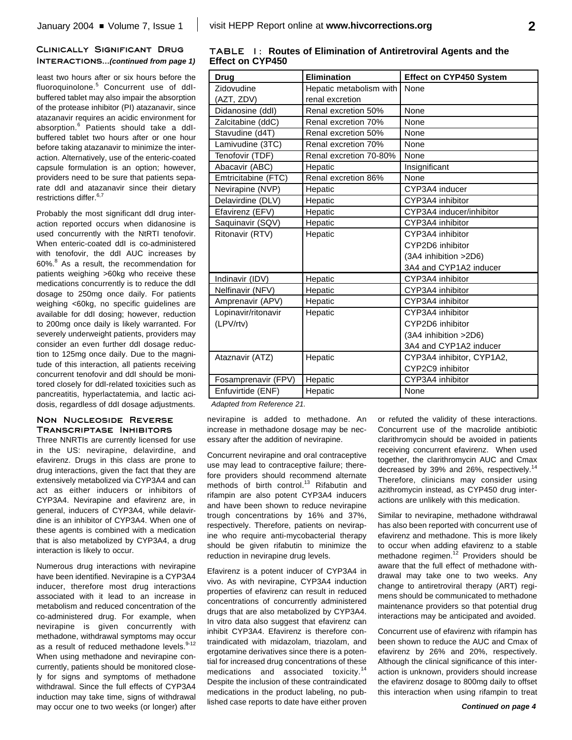## Clinically Significant Drug Interactions...*(continued from page 1)*

least two hours after or six hours before the fluoroquinolone.[5] Concurrent use of ddI-buffered tablet may also impair the absorption of the protease inhibitor (PI) atazanavir, since atazanavir requires an acidic environment for absorption.[6] Patients should take a ddI-buffered tablet two hours after or one hour before taking atazanavir to minimize the interaction. Alternatively, use of the enteric-coated capsule formulation is an option; however, providers need to be sure that patients separate ddI and atazanavir since their dietary restrictions differ.[6,7]

Probably the most significant ddI drug interaction reported occurs when didanosine is used concurrently with the NtRTI tenofovir. When enteric-coated ddI is co-administered with tenofovir, the ddI AUC increases by 60%.[8] As a result, the recommendation for patients weighing >60kg who receive these medications concurrently is to reduce the ddI dosage to 250mg once daily. For patients weighing <60kg, no specific guidelines are available for ddI dosing; however, reduction to 200mg once daily is likely warranted. For severely underweight patients, providers may consider an even further ddI dosage reduction to 125mg once daily. Due to the magnitude of this interaction, all patients receiving concurrent tenofovir and ddI should be monitored closely for ddI-related toxicities such as pancreatitis, hyperlactatemia, and lactic acidosis, regardless of ddI dosage adjustments.

### Non Nucleoside Reverse Transcriptase Inhibitors

Three NNRTIs are currently licensed for use in the US: nevirapine, delavirdine, and efavirenz. Drugs in this class are prone to drug interactions, given the fact that they are extensively metabolized via CYP3A4 and can act as either inducers or inhibitors of CYP3A4. Nevirapine and efavirenz are, in general, inducers of CYP3A4, while delavirdine is an inhibitor of CYP3A4. When one of these agents is combined with a medication that is also metabolized by CYP3A4, a drug interaction is likely to occur.

Numerous drug interactions with nevirapine have been identified. Nevirapine is a CYP3A4 inducer, therefore most drug interactions associated with it lead to an increase in metabolism and reduced concentration of the co-administered drug. For example, when nevirapine is given concurrently with methadone, withdrawal symptoms may occur as a result of reduced methadone levels.[9-12] When using methadone and nevirapine concurrently, patients should be monitored closely for signs and symptoms of methadone withdrawal. Since the full effects of CYP3A4 induction may take time, signs of withdrawal may occur one to two weeks (or longer) after nevirapine is added to methadone. An increase in methadone dosage may be necessary after the addition of nevirapine.

Concurrent nevirapine and oral contraceptive use may lead to contraceptive failure; therefore providers should recommend alternate methods of birth control.[13] Rifabutin and rifampin are also potent CYP3A4 inducers and have been shown to reduce nevirapine trough concentrations by 16% and 37%, respectively. Therefore, patients on nevirapine who require anti-mycobacterial therapy should be given rifabutin to minimize the reduction in nevirapine drug levels.

Efavirenz is a potent inducer of CYP3A4 in vivo. As with nevirapine, CYP3A4 induction properties of efavirenz can result in reduced concentrations of concurrently administered drugs that are also metabolized by CYP3A4. In vitro data also suggest that efavirenz can inhibit CYP3A4. Efavirenz is therefore contraindicated with midazolam, triazolam, and ergotamine derivatives since there is a potential for increased drug concentrations of these medications and associated toxicity.[14] Despite the inclusion of these contraindicated medications in the product labeling, no published case reports to date have either proven or refuted the validity of these interactions. Concurrent use of the macrolide antibiotic clarithromycin should be avoided in patients receiving concurrent efavirenz. When used together, the clarithromycin AUC and Cmax decreased by 39% and 26%, respectively.[14] Therefore, clinicians may consider using azithromycin instead, as CYP450 drug interactions are unlikely with this medication.

Similar to nevirapine, methadone withdrawal has also been reported with concurrent use of efavirenz and methadone. This is more likely to occur when adding efavirenz to a stable methadone regimen.[12] Providers should be aware that the full effect of methadone withdrawal may take one to two weeks. Any change to antiretroviral therapy (ART) regimens should be communicated to methadone maintenance providers so that potential drug interactions may be anticipated and avoided.

Concurrent use of efavirenz with rifampin has been shown to reduce the AUC and Cmax of efavirenz by 26% and 20%, respectively. Although the clinical significance of this interaction is unknown, providers should increase the efavirenz dosage to 800mg daily to offset this interaction when using rifampin to treat

*Continued on page 4*

**TABLE 1: Routes of Elimination of Antiretroviral Agents and the Effect on CYP450**

| Drug | Elimination | Effect on CYP450 System |
|---|---|---|
| Zidovudine (AZT, ZDV) | Hepatic metabolism with renal excretion | None |
| Didanosine (ddI) | Renal excretion 50% | None |
| Zalcitabine (ddC) | Renal excretion 70% | None |
| Stavudine (d4T) | Renal excretion 50% | None |
| Lamivudine (3TC) | Renal excretion 70% | None |
| Tenofovir (TDF) | Renal excretion 70-80% | None |
| Abacavir (ABC) | Hepatic | Insignificant |
| Emtricitabine (FTC) | Renal excretion 86% | None |
| Nevirapine (NVP) | Hepatic | CYP3A4 inducer |
| Delavirdine (DLV) | Hepatic | CYP3A4 inhibitor |
| Efavirenz (EFV) | Hepatic | CYP3A4 inducer/inhibitor |
| Saquinavir (SQV) | Hepatic | CYP3A4 inhibitor |
| Ritonavir (RTV) | Hepatic | CYP3A4 inhibitor<br>CYP2D6 inhibitor<br>(3A4 inhibition >2D6)<br>3A4 and CYP1A2 inducer |
| Indinavir (IDV) | Hepatic | CYP3A4 inhibitor |
| Nelfinavir (NFV) | Hepatic | CYP3A4 inhibitor |
| Amprenavir (APV) | Hepatic | CYP3A4 inhibitor |
| Lopinavir/ritonavir (LPV/rtv) | Hepatic | CYP3A4 inhibitor<br>CYP2D6 inhibitor<br>(3A4 inhibition >2D6)<br>3A4 and CYP1A2 inducer |
| Ataznavir (ATZ) | Hepatic | CYP3A4 inhibitor, CYP1A2, CYP2C9 inhibitor |
| Fosamprenavir (FPV) | Hepatic | CYP3A4 inhibitor |
| Enfuvirtide (ENF) | Hepatic | None |

*Adapted from Reference 21.*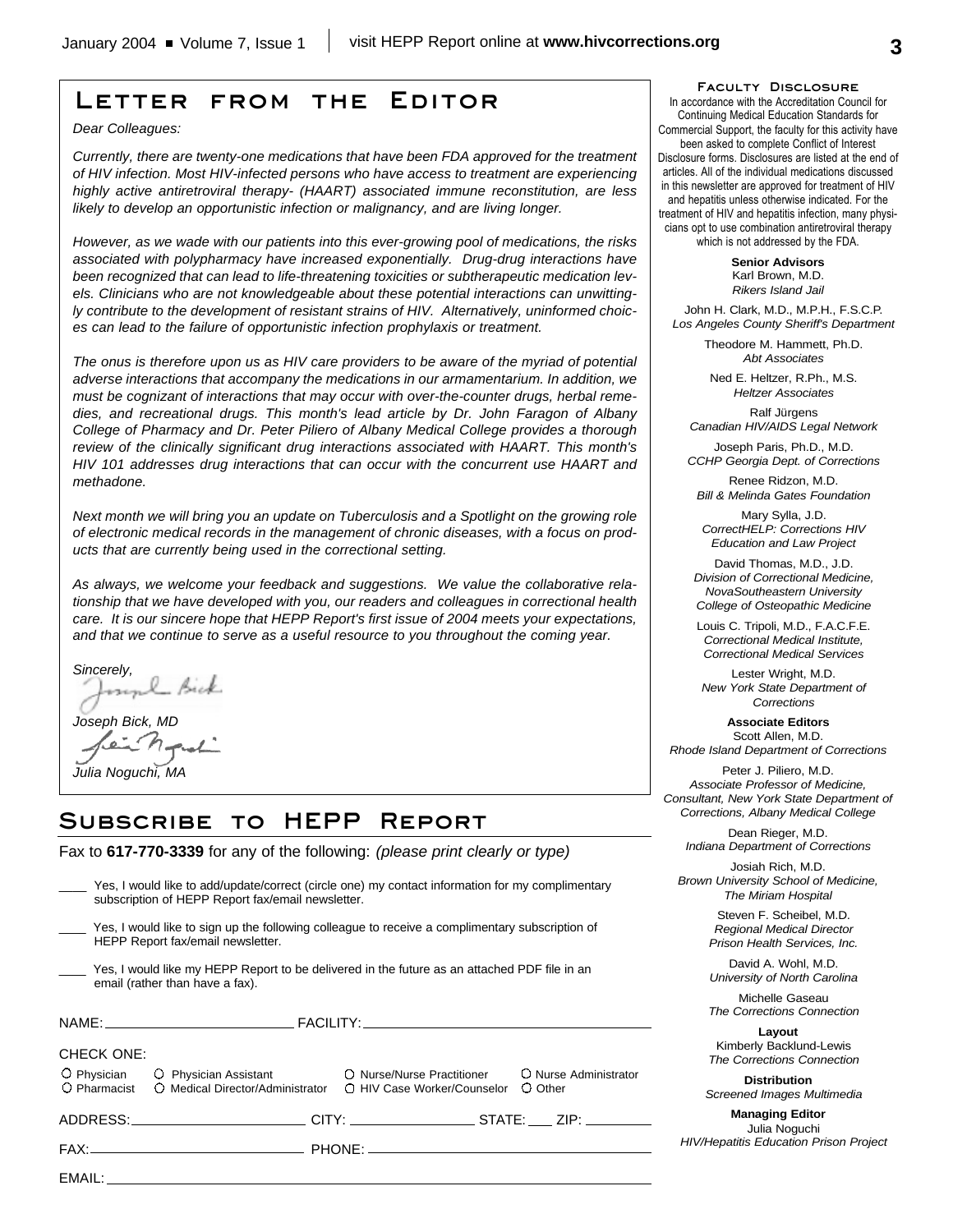# Letter from the Editor

*Dear Colleagues:*

*Currently, there are twenty-one medications that have been FDA approved for the treatment of HIV infection. Most HIV-infected persons who have access to treatment are experiencing highly active antiretroviral therapy- (HAART) associated immune reconstitution, are less likely to develop an opportunistic infection or malignancy, and are living longer.*

*However, as we wade with our patients into this ever-growing pool of medications, the risks associated with polypharmacy have increased exponentially. Drug-drug interactions have been recognized that can lead to life-threatening toxicities or subtherapeutic medication levels. Clinicians who are not knowledgeable about these potential interactions can unwittingly contribute to the development of resistant strains of HIV. Alternatively, uninformed choices can lead to the failure of opportunistic infection prophylaxis or treatment.*

*The onus is therefore upon us as HIV care providers to be aware of the myriad of potential adverse interactions that accompany the medications in our armamentarium. In addition, we must be cognizant of interactions that may occur with over-the-counter drugs, herbal remedies, and recreational drugs. This month's lead article by Dr. John Faragon of Albany College of Pharmacy and Dr. Peter Piliero of Albany Medical College provides a thorough review of the clinically significant drug interactions associated with HAART. This month's HIV 101 addresses drug interactions that can occur with the concurrent use HAART and methadone.*

*Next month we will bring you an update on Tuberculosis and a Spotlight on the growing role of electronic medical records in the management of chronic diseases, with a focus on products that are currently being used in the correctional setting.*

*As always, we welcome your feedback and suggestions. We value the collaborative relationship that we have developed with you, our readers and colleagues in correctional health care. It is our sincere hope that HEPP Report's first issue of 2004 meets your expectations, and that we continue to serve as a useful resource to you throughout the coming year.*

*Sincerely,*

*Joseph Bick, MD*

*Julia Noguchi, MA*

# Subscribe to HEPP Report

Fax to **617-770-3339** for any of the following: *(please print clearly or type)*

____ Yes, I would like to add/update/correct (circle one) my contact information for my complimentary subscription of HEPP Report fax/email newsletter.

____ Yes, I would like to sign up the following colleague to receive a complimentary subscription of HEPP Report fax/email newsletter.

____ Yes, I would like my HEPP Report to be delivered in the future as an attached PDF file in an email (rather than have a fax).

NAME: ________________ FACILITY: ________________

CHECK ONE:

- ○ Physician
- ○ Physician Assistant
- ○ Nurse/Nurse Practitioner
- ○ Nurse Administrator
- ○ Pharmacist
- ○ Medical Director/Administrator
- ○ HIV Case Worker/Counselor
- ○ Other

ADDRESS: ________________ CITY: ________________ STATE: ___ ZIP: ________

FAX: ________________ PHONE: ________________

EMAIL: ________________

## Faculty Disclosure

In accordance with the Accreditation Council for Continuing Medical Education Standards for Commercial Support, the faculty for this activity have been asked to complete Conflict of Interest Disclosure forms. Disclosures are listed at the end of articles. All of the individual medications discussed in this newsletter are approved for treatment of HIV and hepatitis unless otherwise indicated. For the treatment of HIV and hepatitis infection, many physicians opt to use combination antiretroviral therapy which is not addressed by the FDA.

**Senior Advisors**

Karl Brown, M.D.
*Rikers Island Jail*

John H. Clark, M.D., M.P.H., F.S.C.P.
*Los Angeles County Sheriff's Department*

Theodore M. Hammett, Ph.D.
*Abt Associates*

Ned E. Heltzer, R.Ph., M.S.
*Heltzer Associates*

Ralf Jürgens
*Canadian HIV/AIDS Legal Network*

Joseph Paris, Ph.D., M.D.
*CCHP Georgia Dept. of Corrections*

Renee Ridzon, M.D.
*Bill & Melinda Gates Foundation*

Mary Sylla, J.D.
*CorrectHELP: Corrections HIV Education and Law Project*

David Thomas, M.D., J.D.
*Division of Correctional Medicine, NovaSoutheastern University College of Osteopathic Medicine*

Louis C. Tripoli, M.D., F.A.C.F.E.
*Correctional Medical Institute, Correctional Medical Services*

Lester Wright, M.D.
*New York State Department of Corrections*

**Associate Editors**

Scott Allen, M.D.
*Rhode Island Department of Corrections*

Peter J. Piliero, M.D.
*Associate Professor of Medicine, Consultant, New York State Department of Corrections, Albany Medical College*

Dean Rieger, M.D.
*Indiana Department of Corrections*

Josiah Rich, M.D.
*Brown University School of Medicine, The Miriam Hospital*

Steven F. Scheibel, M.D.
*Regional Medical Director Prison Health Services, Inc.*

David A. Wohl, M.D.
*University of North Carolina*

Michelle Gaseau
*The Corrections Connection*

**Layout**

Kimberly Backlund-Lewis
*The Corrections Connection*

**Distribution**

*Screened Images Multimedia*

**Managing Editor**

Julia Noguchi
*HIV/Hepatitis Education Prison Project*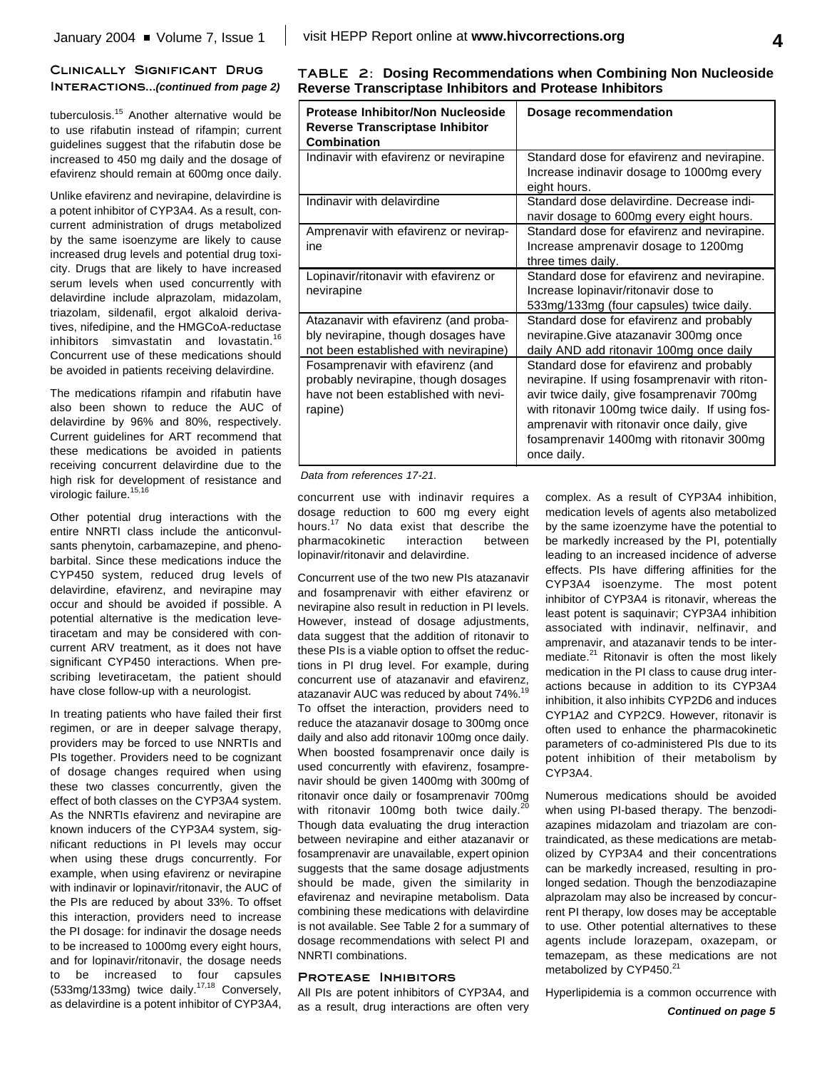## Clinically Significant Drug Interactions...*(continued from page 2)*

tuberculosis.[15] Another alternative would be to use rifabutin instead of rifampin; current guidelines suggest that the rifabutin dose be increased to 450 mg daily and the dosage of efavirenz should remain at 600mg once daily.

Unlike efavirenz and nevirapine, delavirdine is a potent inhibitor of CYP3A4. As a result, concurrent administration of drugs metabolized by the same isoenzyme are likely to cause increased drug levels and potential drug toxicity. Drugs that are likely to have increased serum levels when used concurrently with delavirdine include alprazolam, midazolam, triazolam, sildenafil, ergot alkaloid derivatives, nifedipine, and the HMGCoA-reductase inhibitors simvastatin and lovastatin.[16] Concurrent use of these medications should be avoided in patients receiving delavirdine.

The medications rifampin and rifabutin have also been shown to reduce the AUC of delavirdine by 96% and 80%, respectively. Current guidelines for ART recommend that these medications be avoided in patients receiving concurrent delavirdine due to the high risk for development of resistance and virologic failure.[15,16]

Other potential drug interactions with the entire NNRTI class include the anticonvulsants phenytoin, carbamazepine, and phenobarbital. Since these medications induce the CYP450 system, reduced drug levels of delavirdine, efavirenz, and nevirapine may occur and should be avoided if possible. A potential alternative is the medication levetiracetam and may be considered with concurrent ARV treatment, as it does not have significant CYP450 interactions. When prescribing levetiracetam, the patient should have close follow-up with a neurologist.

In treating patients who have failed their first regimen, or are in deeper salvage therapy, providers may be forced to use NNRTIs and PIs together. Providers need to be cognizant of dosage changes required when using these two classes concurrently, given the effect of both classes on the CYP3A4 system. As the NNRTIs efavirenz and nevirapine are known inducers of the CYP3A4 system, significant reductions in PI levels may occur when using these drugs concurrently. For example, when using efavirenz or nevirapine with indinavir or lopinavir/ritonavir, the AUC of the PIs are reduced by about 33%. To offset this interaction, providers need to increase the PI dosage: for indinavir the dosage needs to be increased to 1000mg every eight hours, and for lopinavir/ritonavir, the dosage needs to be increased to four capsules (533mg/133mg) twice daily.[17,18] Conversely, as delavirdine is a potent inhibitor of CYP3A4, concurrent use with indinavir requires a dosage reduction to 600 mg every eight hours.[17] No data exist that describe the pharmacokinetic interaction between lopinavir/ritonavir and delavirdine.

**TABLE 2: Dosing Recommendations when Combining Non Nucleoside Reverse Transcriptase Inhibitors and Protease Inhibitors**

| Protease Inhibitor/Non Nucleoside Reverse Transcriptase Inhibitor Combination | Dosage recommendation |
|---|---|
| Indinavir with efavirenz or nevirapine | Standard dose for efavirenz and nevirapine. Increase indinavir dosage to 1000mg every eight hours. |
| Indinavir with delavirdine | Standard dose delavirdine. Decrease indinavir dosage to 600mg every eight hours. |
| Amprenavir with efavirenz or nevirapine | Standard dose for efavirenz and nevirapine. Increase amprenavir dosage to 1200mg three times daily. |
| Lopinavir/ritonavir with efavirenz or nevirapine | Standard dose for efavirenz and nevirapine. Increase lopinavir/ritonavir dose to 533mg/133mg (four capsules) twice daily. |
| Atazanavir with efavirenz (and probably nevirapine, though dosages have not been established with nevirapine) | Standard dose for efavirenz and probably nevirapine.Give atazanavir 300mg once daily AND add ritonavir 100mg once daily |
| Fosamprenavir with efavirenz (and probably nevirapine, though dosages have not been established with nevirapine) | Standard dose for efavirenz and probably nevirapine. If using fosamprenavir with ritonavir twice daily, give fosamprenavir 700mg with ritonavir 100mg twice daily. If using fosamprenavir with ritonavir once daily, give fosamprenavir 1400mg with ritonavir 300mg once daily. |

*Data from references 17-21.*

Concurrent use of the two new PIs atazanavir and fosamprenavir with either efavirenz or nevirapine also result in reduction in PI levels. However, instead of dosage adjustments, data suggest that the addition of ritonavir to these PIs is a viable option to offset the reductions in PI drug level. For example, during concurrent use of atazanavir and efavirenz, atazanavir AUC was reduced by about 74%.[19] To offset the interaction, providers need to reduce the atazanavir dosage to 300mg once daily and also add ritonavir 100mg once daily. When boosted fosamprenavir once daily is used concurrently with efavirenz, fosamprenavir should be given 1400mg with 300mg of ritonavir once daily or fosamprenavir 700mg with ritonavir 100mg both twice daily.[20] Though data evaluating the drug interaction between nevirapine and either atazanavir or fosamprenavir are unavailable, expert opinion suggests that the same dosage adjustments should be made, given the similarity in efavirenaz and nevirapine metabolism. Data combining these medications with delavirdine is not available. See Table 2 for a summary of dosage recommendations with select PI and NNRTI combinations.

### Protease Inhibitors

All PIs are potent inhibitors of CYP3A4, and as a result, drug interactions are often very complex. As a result of CYP3A4 inhibition, medication levels of agents also metabolized by the same izoenzyme have the potential to be markedly increased by the PI, potentially leading to an increased incidence of adverse effects. PIs have differing affinities for the CYP3A4 isoenzyme. The most potent inhibitor of CYP3A4 is ritonavir, whereas the least potent is saquinavir; CYP3A4 inhibition associated with indinavir, nelfinavir, and amprenavir, and atazanavir tends to be intermediate.[21] Ritonavir is often the most likely medication in the PI class to cause drug interactions because in addition to its CYP3A4 inhibition, it also inhibits CYP2D6 and induces CYP1A2 and CYP2C9. However, ritonavir is often used to enhance the pharmacokinetic parameters of co-administered PIs due to its potent inhibition of their metabolism by CYP3A4.

Numerous medications should be avoided when using PI-based therapy. The benzodiazepines midazolam and triazolam are contraindicated, as these medications are metabolized by CYP3A4 and their concentrations can be markedly increased, resulting in prolonged sedation. Though the benzodiazepine alprazolam may also be increased by concurrent PI therapy, low doses may be acceptable to use. Other potential alternatives to these agents include lorazepam, oxazepam, or temazepam, as these medications are not metabolized by CYP450.[21]

Hyperlipidemia is a common occurrence with

***Continued on page 5***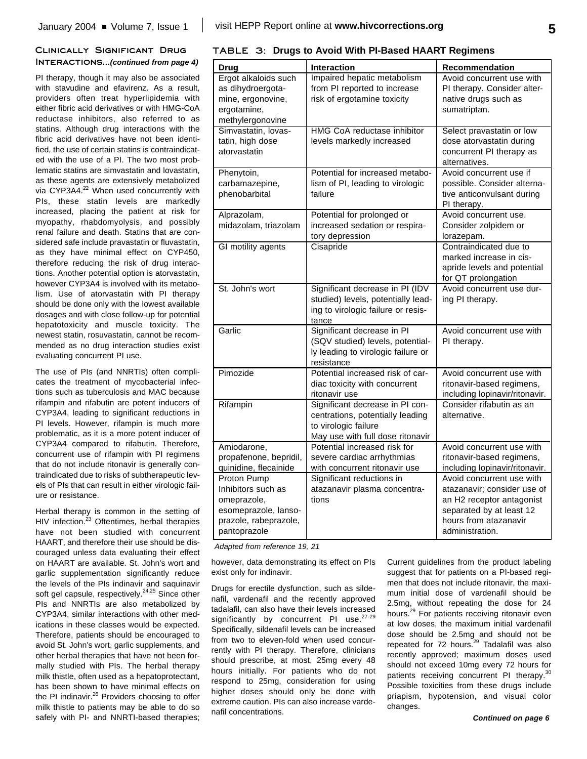## Clinically Significant Drug Interactions...*(continued from page 4)*

PI therapy, though it may also be associated with stavudine and efavirenz. As a result, providers often treat hyperlipidemia with either fibric acid derivatives or with HMG-CoA reductase inhibitors, also referred to as statins. Although drug interactions with the fibric acid derivatives have not been identified, the use of certain statins is contraindicated with the use of a PI. The two most problematic statins are simvastatin and lovastatin, as these agents are extensively metabolized via CYP3A4.[22] When used concurrently with PIs, these statin levels are markedly increased, placing the patient at risk for myopathy, rhabdomyolysis, and possibly renal failure and death. Statins that are considered safe include pravastatin or fluvastatin, as they have minimal effect on CYP450, therefore reducing the risk of drug interactions. Another potential option is atorvastatin, however CYP3A4 is involved with its metabolism. Use of atorvastatin with PI therapy should be done only with the lowest available dosages and with close follow-up for potential hepatotoxicity and muscle toxicity. The newest statin, rosuvastatin, cannot be recommended as no drug interaction studies exist evaluating concurrent PI use.

The use of PIs (and NNRTIs) often complicates the treatment of mycobacterial infections such as tuberculosis and MAC because rifampin and rifabutin are potent inducers of CYP3A4, leading to significant reductions in PI levels. However, rifampin is much more problematic, as it is a more potent inducer of CYP3A4 compared to rifabutin. Therefore, concurrent use of rifampin with PI regimens that do not include ritonavir is generally contraindicated due to risks of subtherapeutic levels of PIs that can result in either virologic failure or resistance.

Herbal therapy is common in the setting of HIV infection.[23] Oftentimes, herbal therapies have not been studied with concurrent HAART, and therefore their use should be discouraged unless data evaluating their effect on HAART are available. St. John's wort and garlic supplementation significantly reduce the levels of the PIs indinavir and saquinavir soft gel capsule, respectively.[24,25] Since other PIs and NNRTIs are also metabolized by CYP3A4, similar interactions with other medications in these classes would be expected. Therefore, patients should be encouraged to avoid St. John's wort, garlic supplements, and other herbal therapies that have not been formally studied with PIs. The herbal therapy milk thistle, often used as a hepatoprotectant, has been shown to have minimal effects on the PI indinavir.[26] Providers choosing to offer milk thistle to patients may be able to do so safely with PI- and NNRTI-based therapies; however, data demonstrating its effect on PIs exist only for indinavir.

Drugs for erectile dysfunction, such as sildenafil, vardenafil and the recently approved tadalafil, can also have their levels increased significantly by concurrent PI use.[27-29] Specifically, sildenafil levels can be increased from two to eleven-fold when used concurrently with PI therapy. Therefore, clinicians should prescribe, at most, 25mg every 48 hours initially. For patients who do not respond to 25mg, consideration for using higher doses should only be done with extreme caution. PIs can also increase vardenafil concentrations.

Current guidelines from the product labeling suggest that for patients on a PI-based regimen that does not include ritonavir, the maximum initial dose of vardenafil should be 2.5mg, without repeating the dose for 24 hours.[29] For patients receiving ritonavir even at low doses, the maximum initial vardenafil dose should be 2.5mg and should not be repeated for 72 hours.[29] Tadalafil was also recently approved; maximum doses used should not exceed 10mg every 72 hours for patients receiving concurrent PI therapy.[30] Possible toxicities from these drugs include priapism, hypotension, and visual color changes.

*Continued on page 6*

**TABLE 3: Drugs to Avoid With PI-Based HAART Regimens**

| Drug | Interaction | Recommendation |
|---|---|---|
| Ergot alkaloids such as dihydroergotamine, ergonovine, ergotamine, methylergonovine | Impaired hepatic metabolism from PI reported to increase risk of ergotamine toxicity | Avoid concurrent use with PI therapy. Consider alternative drugs such as sumatriptan. |
| Simvastatin, lovastatin, high dose atorvastatin | HMG CoA reductase inhibitor levels markedly increased | Select pravastatin or low dose atorvastatin during concurrent PI therapy as alternatives. |
| Phenytoin, carbamazepine, phenobarbital | Potential for increased metabolism of PI, leading to virologic failure | Avoid concurrent use if possible. Consider alternative anticonvulsant during PI therapy. |
| Alprazolam, midazolam, triazolam | Potential for prolonged or increased sedation or respiratory depression | Avoid concurrent use. Consider zolpidem or lorazepam. |
| GI motility agents | Cisapride | Contraindicated due to marked increase in cisapride levels and potential for QT prolongation |
| St. John's wort | Significant decrease in PI (IDV studied) levels, potentially leading to virologic failure or resistance | Avoid concurrent use during PI therapy. |
| Garlic | Significant decrease in PI (SQV studied) levels, potentially leading to virologic failure or resistance | Avoid concurrent use with PI therapy. |
| Pimozide | Potential increased risk of cardiac toxicity with concurrent ritonavir use | Avoid concurrent use with ritonavir-based regimens, including lopinavir/ritonavir. |
| Rifampin | Significant decrease in PI concentrations, potentially leading to virologic failure May use with full dose ritonavir | Consider rifabutin as an alternative. |
| Amiodarone, propafenone, bepridil, quinidine, flecainide | Potential increased risk for severe cardiac arrhythmias with concurrent ritonavir use | Avoid concurrent use with ritonavir-based regimens, including lopinavir/ritonavir. |
| Proton Pump Inhibitors such as omeprazole, esomeprazole, lansoprazole, rabeprazole, pantoprazole | Significant reductions in atazanavir plasma concentrations | Avoid concurrent use with atazanavir; consider use of an H2 receptor antagonist separated by at least 12 hours from atazanavir administration. |

*Adapted from reference 19, 21*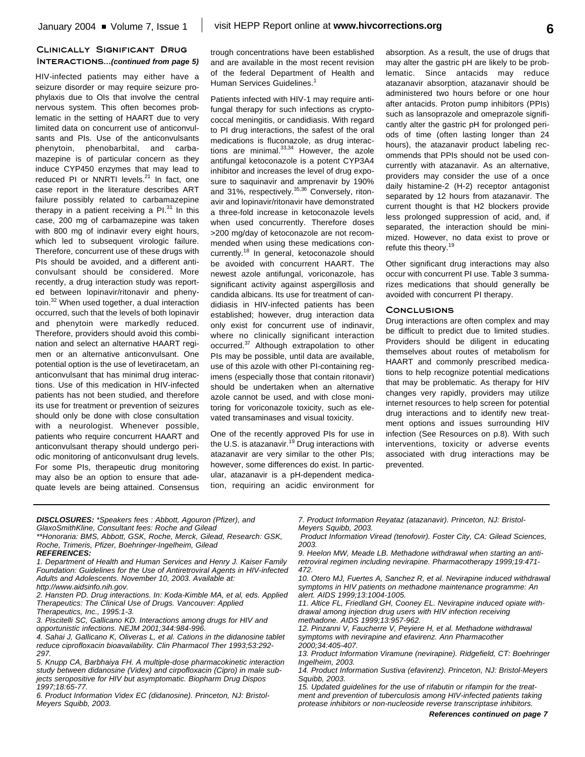## Clinically Significant Drug Interactions...*(continued from page 5)*

HIV-infected patients may either have a seizure disorder or may require seizure prophylaxis due to OIs that involve the central nervous system. This often becomes problematic in the setting of HAART due to very limited data on concurrent use of anticonvulsants and PIs. Use of the anticonvulsants phenytoin, phenobarbital, and carbamazepine is of particular concern as they induce CYP450 enzymes that may lead to reduced PI or NNRTI levels.[21] In fact, one case report in the literature describes ART failure possibly related to carbamazepine therapy in a patient receiving a PI.[31] In this case, 200 mg of carbamazepine was taken with 800 mg of indinavir every eight hours, which led to subsequent virologic failure. Therefore, concurrent use of these drugs with PIs should be avoided, and a different anticonvulsant should be considered. More recently, a drug interaction study was reported between lopinavir/ritonavir and phenytoin.[32] When used together, a dual interaction occurred, such that the levels of both lopinavir and phenytoin were markedly reduced. Therefore, providers should avoid this combination and select an alternative HAART regimen or an alternative anticonvulsant. One potential option is the use of levetiracetam, an anticonvulsant that has minimal drug interactions. Use of this medication in HIV-infected patients has not been studied, and therefore its use for treatment or prevention of seizures should only be done with close consultation with a neurologist. Whenever possible, patients who require concurrent HAART and anticonvulsant therapy should undergo periodic monitoring of anticonvulsant drug levels. For some PIs, therapeutic drug monitoring may also be an option to ensure that adequate levels are being attained. Consensus trough concentrations have been established and are available in the most recent revision of the federal Department of Health and Human Services Guidelines.[1]

Patients infected with HIV-1 may require antifungal therapy for such infections as cryptococcal meningitis, or candidiasis. With regard to PI drug interactions, the safest of the oral medications is fluconazole, as drug interactions are minimal.[33,34] However, the azole antifungal ketoconazole is a potent CYP3A4 inhibitor and increases the level of drug exposure to saquinavir and amprenavir by 190% and 31%, respectively.[35,36] Conversely, ritonavir and lopinavir/ritonavir have demonstrated a three-fold increase in ketoconazole levels when used concurrently. Therefore doses >200 mg/day of ketoconazole are not recommended when using these medications concurrently.[18] In general, ketoconazole should be avoided with concurrent HAART. The newest azole antifungal, voriconazole, has significant activity against aspergillosis and candida albicans. Its use for treatment of candidiasis in HIV-infected patients has been established; however, drug interaction data only exist for concurrent use of indinavir, where no clinically significant interaction occurred.[37] Although extrapolation to other PIs may be possible, until data are available, use of this azole with other PI-containing regimens (especially those that contain ritonavir) should be undertaken when an alternative azole cannot be used, and with close monitoring for voriconazole toxicity, such as elevated transaminases and visual toxicity.

One of the recently approved PIs for use in the U.S. is atazanavir.[19] Drug interactions with atazanavir are very similar to the other PIs; however, some differences do exist. In particular, atazanavir is a pH-dependent medication, requiring an acidic environment for absorption. As a result, the use of drugs that may alter the gastric pH are likely to be problematic. Since antacids may reduce atazanavir absorption, atazanavir should be administered two hours before or one hour after antacids. Proton pump inhibitors (PPIs) such as lansoprazole and omeprazole significantly alter the gastric pH for prolonged periods of time (often lasting longer than 24 hours), the atazanavir product labeling recommends that PPIs should not be used concurrently with atazanavir. As an alternative, providers may consider the use of a once daily histamine-2 (H-2) receptor antagonist separated by 12 hours from atazanavir. The current thought is that H2 blockers provide less prolonged suppression of acid, and, if separated, the interaction should be minimized. However, no data exist to prove or refute this theory.[19]

Other significant drug interactions may also occur with concurrent PI use. Table 3 summarizes medications that should generally be avoided with concurrent PI therapy.

### Conclusions

Drug interactions are often complex and may be difficult to predict due to limited studies. Providers should be diligent in educating themselves about routes of metabolism for HAART and commonly prescribed medications to help recognize potential medications that may be problematic. As therapy for HIV changes very rapidly, providers may utilize internet resources to help screen for potential drug interactions and to identify new treatment options and issues surrounding HIV infection (See Resources on p.8). With such interventions, toxicity or adverse events associated with drug interactions may be prevented.

***DISCLOSURES:*** *\*Speakers fees : Abbott, Agouron (Pfizer), and GlaxoSmithKline, Consultant fees: Roche and Gilead*
*\*\*Honoraria: BMS, Abbott, GSK, Roche, Merck, Gilead, Research: GSK, Roche, Trimeris, Pfizer, Boehringer-Ingelheim, Gilead*

***REFERENCES:***

*1. Department of Health and Human Services and Henry J. Kaiser Family Foundation: Guidelines for the Use of Antiretroviral Agents in HIV-infected Adults and Adolescents. November 10, 2003. Available at: http://www.aidsinfo.nih.gov.*

*2. Hansten PD. Drug interactions. In: Koda-Kimble MA, et al, eds. Applied Therapeutics: The Clinical Use of Drugs. Vancouver: Applied Therapeutics, Inc., 1995:1-3.*

*3. Piscitelli SC, Gallicano KD. Interactions among drugs for HIV and opportunistic infections. NEJM 2001;344:984-996.*

*4. Sahai J, Gallicano K, Oliveras L, et al. Cations in the didanosine tablet reduce ciprofloxacin bioavailability. Clin Pharmacol Ther 1993;53:292-297.*

*5. Knupp CA, Barbhaiya FH. A multiple-dose pharmacokinetic interaction study between didanosine (Videx) and cirpofloxacin (Cipro) in male subjects seropositive for HIV but asymptomatic. Biopharm Drug Dispos 1997;18:65-77.*

*6. Product Information Videx EC (didanosine). Princeton, NJ: Bristol-Meyers Squibb, 2003.*

*7. Product Information Reyataz (atazanavir). Princeton, NJ: Bristol-Meyers Squibb, 2003.*

*Product Information Viread (tenofovir). Foster City, CA: Gilead Sciences, 2003.*

*9. Heelon MW, Meade LB. Methadone withdrawal when starting an antiretroviral regimen including nevirapine. Pharmacotherapy 1999;19:471-472.*

*10. Otero MJ, Fuertes A, Sanchez R, et al. Nevirapine induced withdrawal symptoms in HIV patients on methadone maintenance programme: An alert. AIDS 1999;13:1004-1005.*

*11. Altice FL, Friedland GH, Cooney EL. Nevirapine induced opiate withdrawal among injection drug users with HIV infection receiving methadone. AIDS 1999;13:957-962.*

*12. Pinzanni V, Faucherre V, Peyiere H, et al. Methadone withdrawal symptoms with nevirapine and efavirenz. Ann Pharmacother 2000;34:405-407.*

*13. Product Information Viramune (nevirapine). Ridgefield, CT: Boehringer Ingelheim, 2003.*

*14. Product Information Sustiva (efavirenz). Princeton, NJ: Bristol-Meyers Squibb, 2003.*

*15. Updated guidelines for the use of rifabutin or rifampin for the treatment and prevention of tuberculosis among HIV-infected patients taking protease inhibitors or non-nucleoside reverse transcriptase inhibitors.*

***References continued on page 7***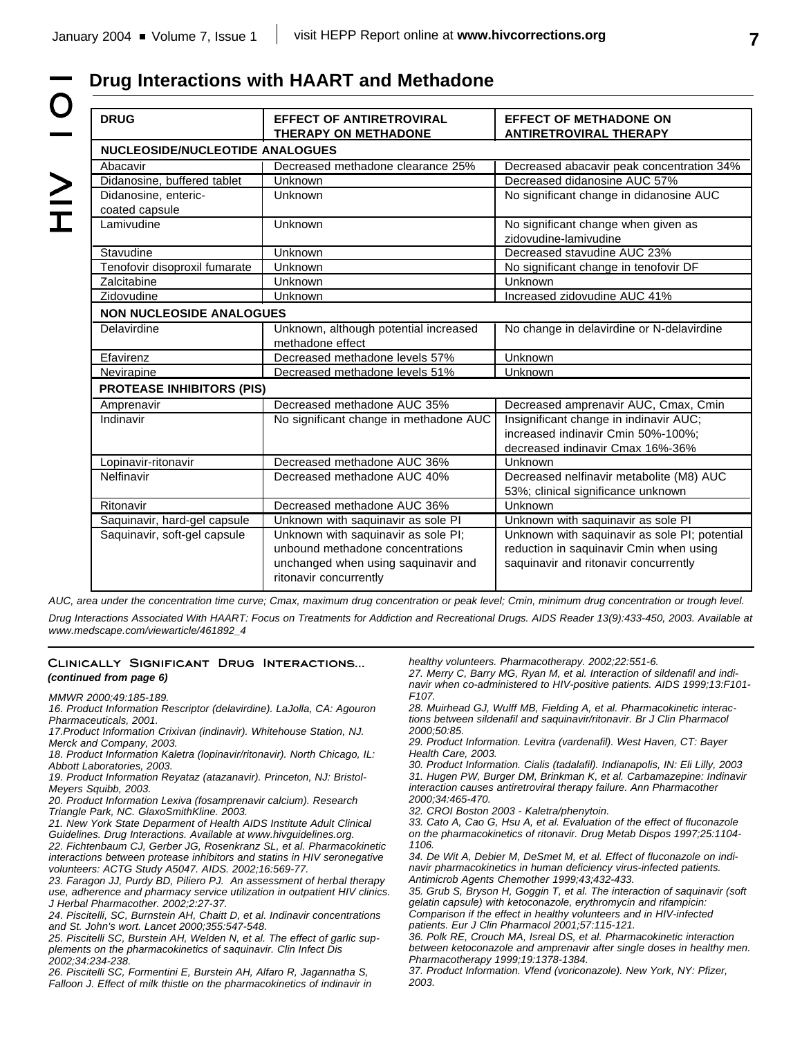## Drug Interactions with HAART and Methadone

| DRUG | EFFECT OF ANTIRETROVIRAL THERAPY ON METHADONE | EFFECT OF METHADONE ON ANTIRETROVIRAL THERAPY |
|---|---|---|
| **NUCLEOSIDE/NUCLEOTIDE ANALOGUES** | | |
| Abacavir | Decreased methadone clearance 25% | Decreased abacavir peak concentration 34% |
| Didanosine, buffered tablet | Unknown | Decreased didanosine AUC 57% |
| Didanosine, enteric-coated capsule | Unknown | No significant change in didanosine AUC |
| Lamivudine | Unknown | No significant change when given as zidovudine-lamivudine |
| Stavudine | Unknown | Decreased stavudine AUC 23% |
| Tenofovir disoproxil fumarate | Unknown | No significant change in tenofovir DF |
| Zalcitabine | Unknown | Unknown |
| Zidovudine | Unknown | Increased zidovudine AUC 41% |
| **NON NUCLEOSIDE ANALOGUES** | | |
| Delavirdine | Unknown, although potential increased methadone effect | No change in delavirdine or N-delavirdine |
| Efavirenz | Decreased methadone levels 57% | Unknown |
| Nevirapine | Decreased methadone levels 51% | Unknown |
| **PROTEASE INHIBITORS (PIS)** | | |
| Amprenavir | Decreased methadone AUC 35% | Decreased amprenavir AUC, Cmax, Cmin |
| Indinavir | No significant change in methadone AUC | Insignificant change in indinavir AUC; increased indinavir Cmin 50%-100%; decreased indinavir Cmax 16%-36% |
| Lopinavir-ritonavir | Decreased methadone AUC 36% | Unknown |
| Nelfinavir | Decreased methadone AUC 40% | Decreased nelfinavir metabolite (M8) AUC 53%; clinical significance unknown |
| Ritonavir | Decreased methadone AUC 36% | Unknown |
| Saquinavir, hard-gel capsule | Unknown with saquinavir as sole PI | Unknown with saquinavir as sole PI |
| Saquinavir, soft-gel capsule | Unknown with saquinavir as sole PI; unbound methadone concentrations unchanged when using saquinavir and ritonavir concurrently | Unknown with saquinavir as sole PI; potential reduction in saquinavir Cmin when using saquinavir and ritonavir concurrently |

*AUC, area under the concentration time curve; Cmax, maximum drug concentration or peak level; Cmin, minimum drug concentration or trough level.*

*Drug Interactions Associated With HAART: Focus on Treatments for Addiction and Recreational Drugs. AIDS Reader 13(9):433-450, 2003. Available at www.medscape.com/viewarticle/461892_4*

### Clinically Significant Drug Interactions...
***(continued from page 6)***

*MMWR 2000;49:185-189.*

*16. Product Information Rescriptor (delavirdine). LaJolla, CA: Agouron Pharmaceuticals, 2001.*

*17.Product Information Crixivan (indinavir). Whitehouse Station, NJ. Merck and Company, 2003.*

*18. Product Information Kaletra (lopinavir/ritonavir). North Chicago, IL: Abbott Laboratories, 2003.*

*19. Product Information Reyataz (atazanavir). Princeton, NJ: Bristol-Meyers Squibb, 2003.*

*20. Product Information Lexiva (fosamprenavir calcium). Research Triangle Park, NC. GlaxoSmithKline. 2003.*

*21. New York State Deparment of Health AIDS Institute Adult Clinical Guidelines. Drug Interactions. Available at www.hivguidelines.org.*

*22. Fichtenbaum CJ, Gerber JG, Rosenkranz SL, et al. Pharmacokinetic interactions between protease inhibitors and statins in HIV seronegative volunteers: ACTG Study A5047. AIDS. 2002;16:569-77.*

*23. Faragon JJ, Purdy BD, Piliero PJ. An assessment of herbal therapy use, adherence and pharmacy service utilization in outpatient HIV clinics. J Herbal Pharmacother. 2002;2:27-37.*

*24. Piscitelli, SC, Burnstein AH, Chaitt D, et al. Indinavir concentrations and St. John's wort. Lancet 2000;355:547-548.*

*25. Piscitelli SC, Burstein AH, Welden N, et al. The effect of garlic supplements on the pharmacokinetics of saquinavir. Clin Infect Dis 2002;34:234-238.*

*26. Piscitelli SC, Formentini E, Burstein AH, Alfaro R, Jagannatha S, Falloon J. Effect of milk thistle on the pharmacokinetics of indinavir in healthy volunteers. Pharmacotherapy. 2002;22:551-6.*

*27. Merry C, Barry MG, Ryan M, et al. Interaction of sildenafil and indinavir when co-administered to HIV-positive patients. AIDS 1999;13:F101-F107.*

*28. Muirhead GJ, Wulff MB, Fielding A, et al. Pharmacokinetic interactions between sildenafil and saquinavir/ritonavir. Br J Clin Pharmacol 2000;50:85.*

*29. Product Information. Levitra (vardenafil). West Haven, CT: Bayer Health Care, 2003.*

*30. Product Information. Cialis (tadalafil). Indianapolis, IN: Eli Lilly, 2003*

*31. Hugen PW, Burger DM, Brinkman K, et al. Carbamazepine: Indinavir interaction causes antiretroviral therapy failure. Ann Pharmacother 2000;34:465-470.*

*32. CROI Boston 2003 - Kaletra/phenytoin.*

*33. Cato A, Cao G, Hsu A, et al. Evaluation of the effect of fluconazole on the pharmacokinetics of ritonavir. Drug Metab Dispos 1997;25:1104-1106.*

*34. De Wit A, Debier M, DeSmet M, et al. Effect of fluconazole on indinavir pharmacokinetics in human deficiency virus-infected patients. Antimicrob Agents Chemother 1999;43;432-433.*

*35. Grub S, Bryson H, Goggin T, et al. The interaction of saquinavir (soft gelatin capsule) with ketoconazole, erythromycin and rifampicin: Comparison if the effect in healthy volunteers and in HIV-infected patients. Eur J Clin Pharmacol 2001;57:115-121.*

*36. Polk RE, Crouch MA, Isreal DS, et al. Pharmacokinetic interaction between ketoconazole and amprenavir after single doses in healthy men. Pharmacotherapy 1999;19:1378-1384.*

*37. Product Information. Vfend (voriconazole). New York, NY: Pfizer, 2003.*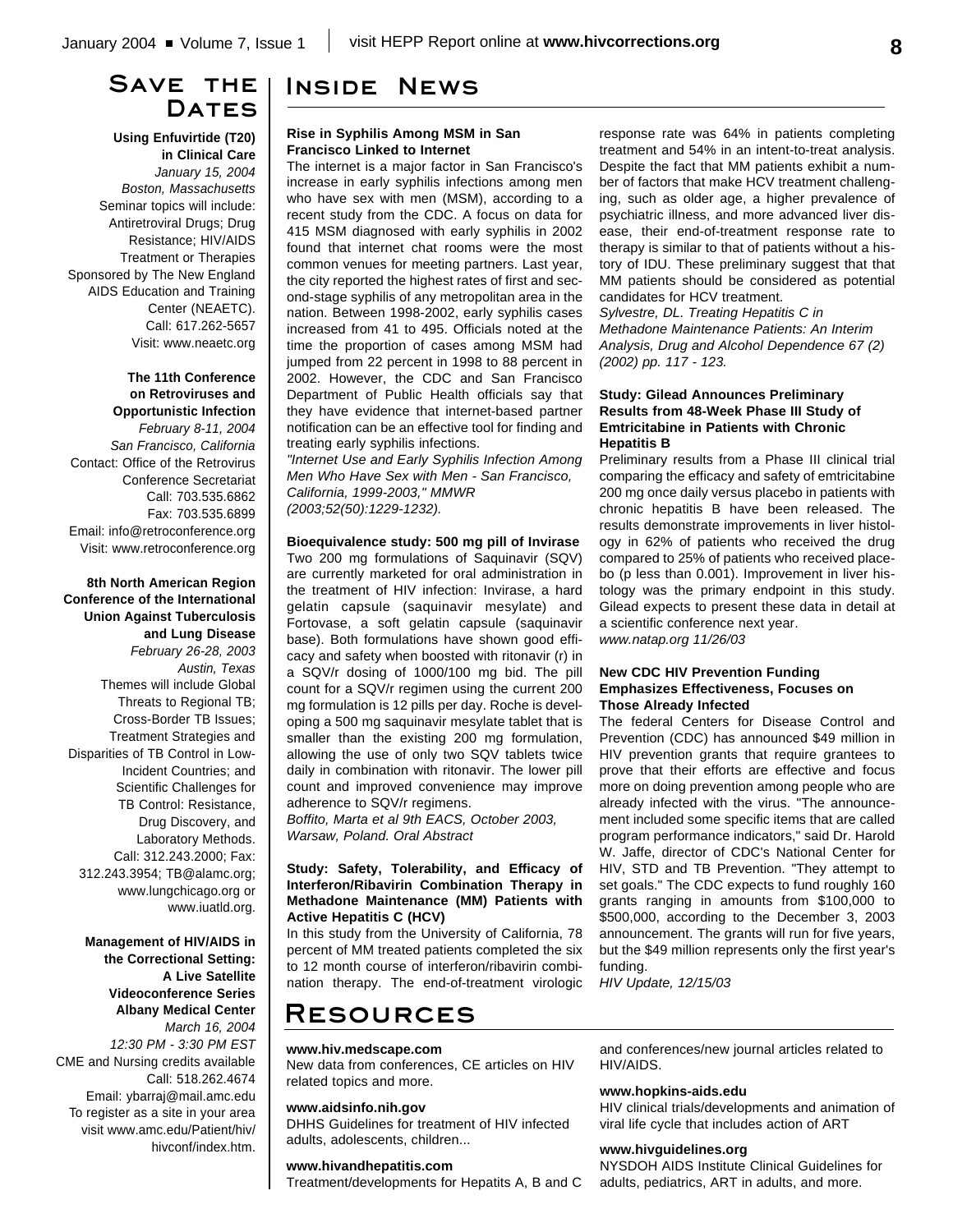## Save the Dates

**Using Enfuvirtide (T20) in Clinical Care**
*January 15, 2004*
*Boston, Massachusetts*
Seminar topics will include: Antiretroviral Drugs; Drug Resistance; HIV/AIDS Treatment or Therapies
Sponsored by The New England AIDS Education and Training Center (NEAETC).
Call: 617.262-5657
Visit: www.neaetc.org

**The 11th Conference on Retroviruses and Opportunistic Infection**
*February 8-11, 2004*
*San Francisco, California*
Contact: Office of the Retrovirus Conference Secretariat
Call: 703.535.6862
Fax: 703.535.6899
Email: info@retroconference.org
Visit: www.retroconference.org

**8th North American Region Conference of the International Union Against Tuberculosis and Lung Disease**
*February 26-28, 2003*
*Austin, Texas*
Themes will include Global Threats to Regional TB; Cross-Border TB Issues; Treatment Strategies and Disparities of TB Control in Low-Incident Countries; and Scientific Challenges for TB Control: Resistance, Drug Discovery, and Laboratory Methods.
Call: 312.243.2000; Fax: 312.243.3954; TB@alamc.org; www.lungchicago.org or www.iuatld.org.

**Management of HIV/AIDS in the Correctional Setting: A Live Satellite Videoconference Series Albany Medical Center**
*March 16, 2004*
*12:30 PM - 3:30 PM EST*
CME and Nursing credits available
Call: 518.262.4674
Email: ybarraj@mail.amc.edu
To register as a site in your area visit www.amc.edu/Patient/hiv/hivconf/index.htm.

## Inside News

**Rise in Syphilis Among MSM in San Francisco Linked to Internet**

The internet is a major factor in San Francisco's increase in early syphilis infections among men who have sex with men (MSM), according to a recent study from the CDC. A focus on data for 415 MSM diagnosed with early syphilis in 2002 found that internet chat rooms were the most common venues for meeting partners. Last year, the city reported the highest rates of first and second-stage syphilis of any metropolitan area in the nation. Between 1998-2002, early syphilis cases increased from 41 to 495. Officials noted at the time the proportion of cases among MSM had jumped from 22 percent in 1998 to 88 percent in 2002. However, the CDC and San Francisco Department of Public Health officials say that they have evidence that internet-based partner notification can be an effective tool for finding and treating early syphilis infections.

*"Internet Use and Early Syphilis Infection Among Men Who Have Sex with Men - San Francisco, California, 1999-2003," MMWR (2003;52(50):1229-1232).*

**Bioequivalence study: 500 mg pill of Invirase**

Two 200 mg formulations of Saquinavir (SQV) are currently marketed for oral administration in the treatment of HIV infection: Invirase, a hard gelatin capsule (saquinavir mesylate) and Fortovase, a soft gelatin capsule (saquinavir base). Both formulations have shown good efficacy and safety when boosted with ritonavir (r) in a SQV/r dosing of 1000/100 mg bid. The pill count for a SQV/r regimen using the current 200 mg formulation is 12 pills per day. Roche is developing a 500 mg saquinavir mesylate tablet that is smaller than the existing 200 mg formulation, allowing the use of only two SQV tablets twice daily in combination with ritonavir. The lower pill count and improved convenience may improve adherence to SQV/r regimens.

*Boffito, Marta et al 9th EACS, October 2003, Warsaw, Poland. Oral Abstract*

**Study: Safety, Tolerability, and Efficacy of Interferon/Ribavirin Combination Therapy in Methadone Maintenance (MM) Patients with Active Hepatitis C (HCV)**

In this study from the University of California, 78 percent of MM treated patients completed the six to 12 month course of interferon/ribavirin combination therapy. The end-of-treatment virologic response rate was 64% in patients completing treatment and 54% in an intent-to-treat analysis. Despite the fact that MM patients exhibit a number of factors that make HCV treatment challenging, such as older age, a higher prevalence of psychiatric illness, and more advanced liver disease, their end-of-treatment response rate to therapy is similar to that of patients without a history of IDU. These preliminary suggest that that MM patients should be considered as potential candidates for HCV treatment.

*Sylvestre, DL. Treating Hepatitis C in Methadone Maintenance Patients: An Interim Analysis, Drug and Alcohol Dependence 67 (2) (2002) pp. 117 - 123.*

**Study: Gilead Announces Preliminary Results from 48-Week Phase III Study of Emtricitabine in Patients with Chronic Hepatitis B**

Preliminary results from a Phase III clinical trial comparing the efficacy and safety of emtricitabine 200 mg once daily versus placebo in patients with chronic hepatitis B have been released. The results demonstrate improvements in liver histology in 62% of patients who received the drug compared to 25% of patients who received placebo (p less than 0.001). Improvement in liver histology was the primary endpoint in this study. Gilead expects to present these data in detail at a scientific conference next year.

*www.natap.org 11/26/03*

**New CDC HIV Prevention Funding Emphasizes Effectiveness, Focuses on Those Already Infected**

The federal Centers for Disease Control and Prevention (CDC) has announced $49 million in HIV prevention grants that require grantees to prove that their efforts are effective and focus more on doing prevention among people who are already infected with the virus. "The announcement included some specific items that are called program performance indicators," said Dr. Harold W. Jaffe, director of CDC's National Center for HIV, STD and TB Prevention. "They attempt to set goals." The CDC expects to fund roughly 160 grants ranging in amounts from $100,000 to $500,000, according to the December 3, 2003 announcement. The grants will run for five years, but the $49 million represents only the first year's funding.

*HIV Update, 12/15/03*

## Resources

**www.hiv.medscape.com**
New data from conferences, CE articles on HIV related topics and more.

**www.aidsinfo.nih.gov**
DHHS Guidelines for treatment of HIV infected adults, adolescents, children...

**www.hivandhepatitis.com**
Treatment/developments for Hepatits A, B and C and conferences/new journal articles related to HIV/AIDS.

**www.hopkins-aids.edu**
HIV clinical trials/developments and animation of viral life cycle that includes action of ART

**www.hivguidelines.org**
NYSDOH AIDS Institute Clinical Guidelines for adults, pediatrics, ART in adults, and more.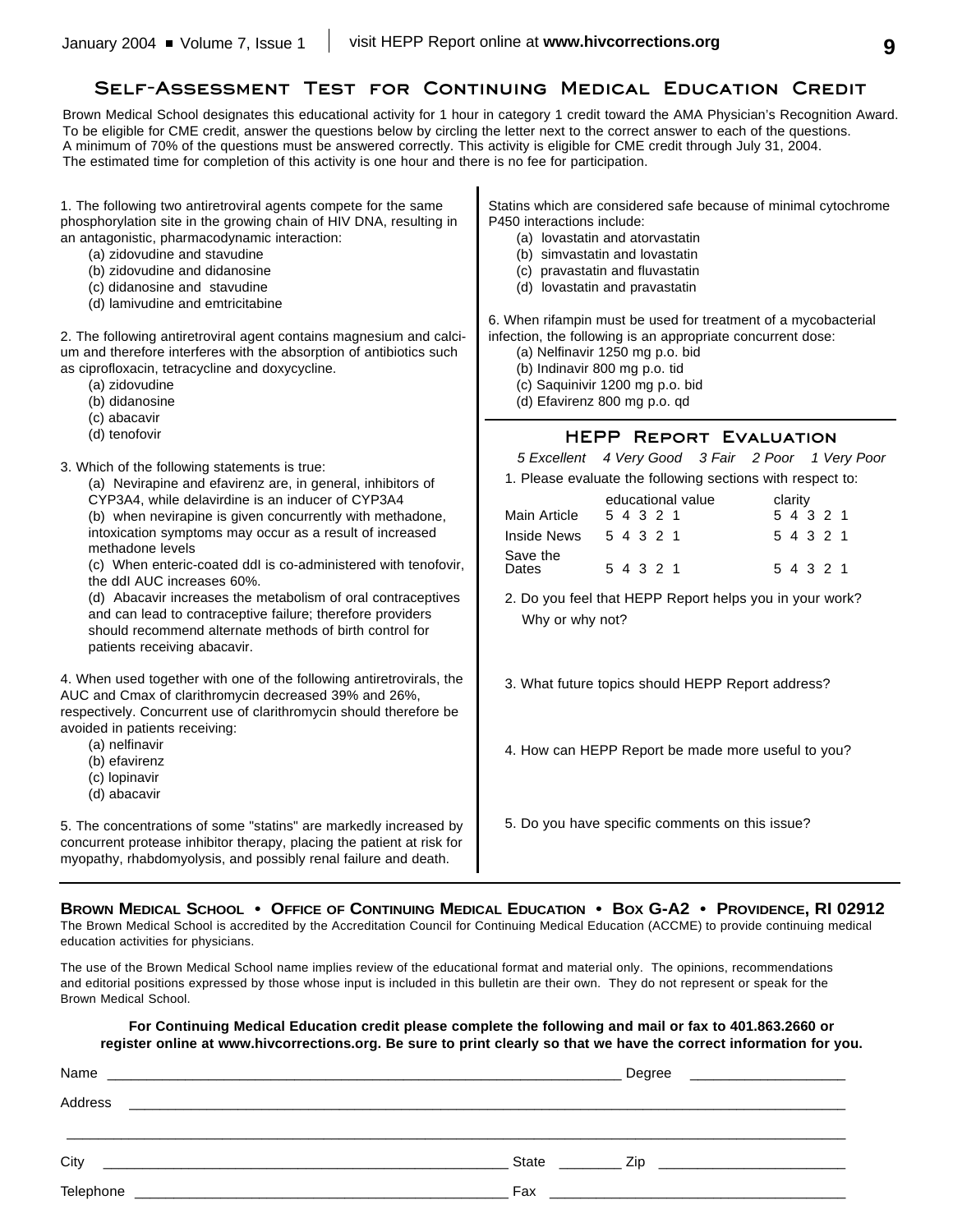## Self-Assessment Test for Continuing Medical Education Credit

Brown Medical School designates this educational activity for 1 hour in category 1 credit toward the AMA Physician's Recognition Award. To be eligible for CME credit, answer the questions below by circling the letter next to the correct answer to each of the questions. A minimum of 70% of the questions must be answered correctly. This activity is eligible for CME credit through July 31, 2004. The estimated time for completion of this activity is one hour and there is no fee for participation.

1. The following two antiretroviral agents compete for the same phosphorylation site in the growing chain of HIV DNA, resulting in an antagonistic, pharmacodynamic interaction:
   - (a) zidovudine and stavudine
   - (b) zidovudine and didanosine
   - (c) didanosine and stavudine
   - (d) lamivudine and emtricitabine

2. The following antiretroviral agent contains magnesium and calcium and therefore interferes with the absorption of antibiotics such as ciprofloxacin, tetracycline and doxycycline.
   - (a) zidovudine
   - (b) didanosine
   - (c) abacavir
   - (d) tenofovir

3. Which of the following statements is true:
   - (a) Nevirapine and efavirenz are, in general, inhibitors of CYP3A4, while delavirdine is an inducer of CYP3A4
   - (b) when nevirapine is given concurrently with methadone, intoxication symptoms may occur as a result of increased methadone levels
   - (c) When enteric-coated ddI is co-administered with tenofovir, the ddI AUC increases 60%.
   - (d) Abacavir increases the metabolism of oral contraceptives and can lead to contraceptive failure; therefore providers should recommend alternate methods of birth control for patients receiving abacavir.

4. When used together with one of the following antiretrovirals, the AUC and Cmax of clarithromycin decreased 39% and 26%, respectively. Concurrent use of clarithromycin should therefore be avoided in patients receiving:
   - (a) nelfinavir
   - (b) efavirenz
   - (c) lopinavir
   - (d) abacavir

5. The concentrations of some "statins" are markedly increased by concurrent protease inhibitor therapy, placing the patient at risk for myopathy, rhabdomyolysis, and possibly renal failure and death. Statins which are considered safe because of minimal cytochrome P450 interactions include:
   - (a) lovastatin and atorvastatin
   - (b) simvastatin and lovastatin
   - (c) pravastatin and fluvastatin
   - (d) lovastatin and pravastatin

6. When rifampin must be used for treatment of a mycobacterial infection, the following is an appropriate concurrent dose:
   - (a) Nelfinavir 1250 mg p.o. bid
   - (b) Indinavir 800 mg p.o. tid
   - (c) Saquinivir 1200 mg p.o. bid
   - (d) Efavirenz 800 mg p.o. qd

## HEPP Report Evaluation

*5 Excellent 4 Very Good 3 Fair 2 Poor 1 Very Poor*

1. Please evaluate the following sections with respect to:

| | educational value | clarity |
|---|---|---|
| Main Article | 5 4 3 2 1 | 5 4 3 2 1 |
| Inside News | 5 4 3 2 1 | 5 4 3 2 1 |
| Save the Dates | 5 4 3 2 1 | 5 4 3 2 1 |

2. Do you feel that HEPP Report helps you in your work? Why or why not?

3. What future topics should HEPP Report address?

4. How can HEPP Report be made more useful to you?

5. Do you have specific comments on this issue?

**Brown Medical School • Office of Continuing Medical Education • Box G-A2 • Providence, RI 02912**

The Brown Medical School is accredited by the Accreditation Council for Continuing Medical Education (ACCME) to provide continuing medical education activities for physicians.

The use of the Brown Medical School name implies review of the educational format and material only. The opinions, recommendations and editorial positions expressed by those whose input is included in this bulletin are their own. They do not represent or speak for the Brown Medical School.

**For Continuing Medical Education credit please complete the following and mail or fax to 401.863.2660 or register online at www.hivcorrections.org. Be sure to print clearly so that we have the correct information for you.**

Name ______________________________ Degree ______________

Address ______________________________________________

______________________________________________

City ______________________ State ________ Zip ______________

Telephone ______________________ Fax ______________________